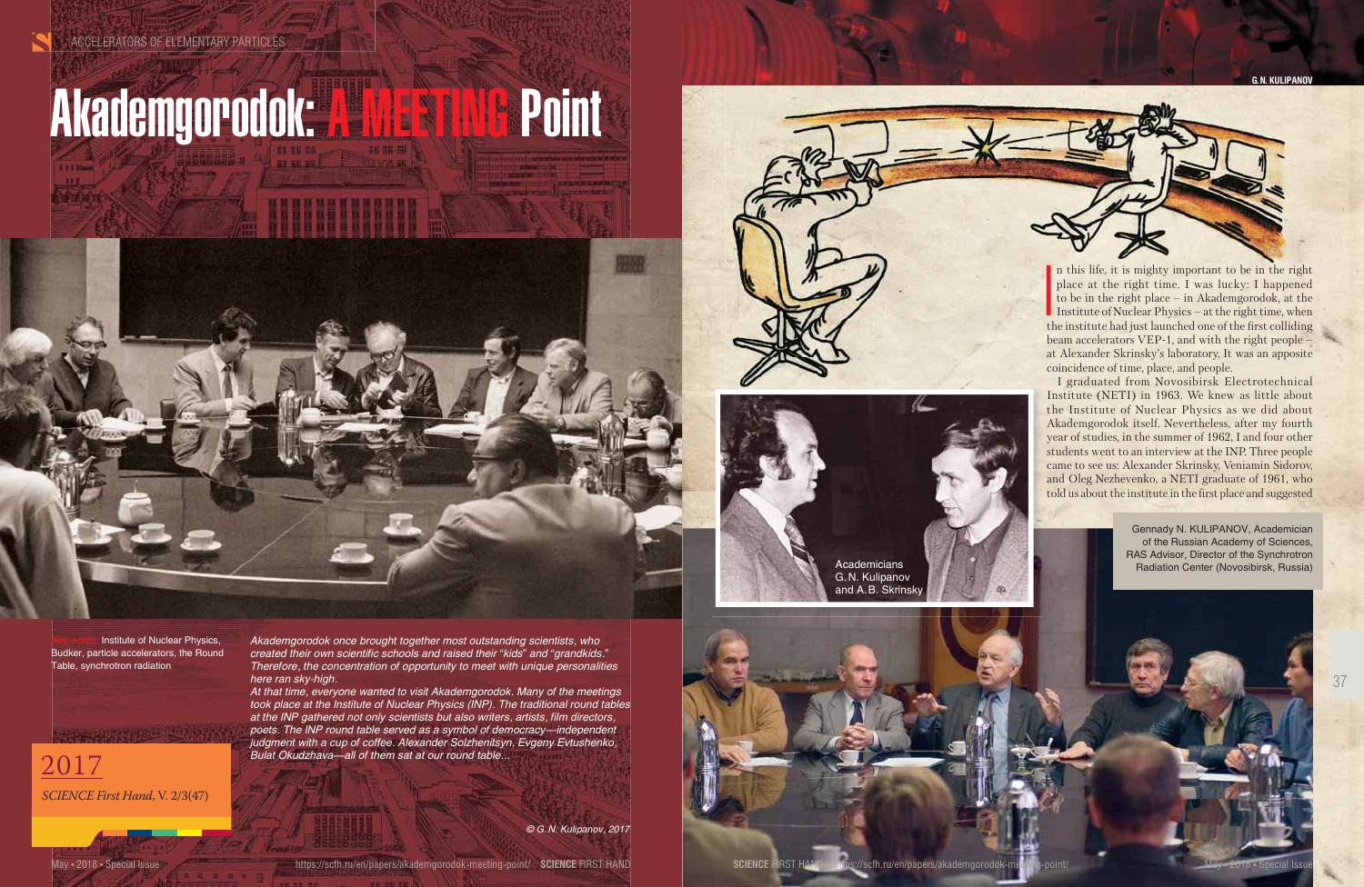# Akademgorodok: A MEETING Point

**G. N. KULIPANOV**

Key words: Institute of Nuclear Physics, Budker, particle accelerators, the Round Table, synchrotron radiation

*Akademgorodok once brought together most outstanding scientists, who created their own scientific schools and raised their "kids" and "grandkids." Therefore, the concentration of opportunity to meet with unique personalities here ran sky-high.*

*At that time, everyone wanted to visit Akademgorodok. Many of the meetings took place at the Institute of Nuclear Physics (INP). The traditional round tables at the INP gathered not only scientists but also writers, artists, film directors, poets. The INP round table served as a symbol of democracy—independent judgment with a cup of coffee. Alexander Solzhenitsyn, Evgeny Evtushenko, Bulat Okudzhava—all of them sat at our round table...*

*© G. N. Kulipanov, 2017*

**2017**

*SCIENCE First Hand*, V. 2/3(47)

In this life, it is mighty important to be in the right place at the right time. I was lucky: I happened to be in the right place – in Akademgorodok, at the Institute of Nuclear Physics – at the right time, when the institute had just launched one of the first colliding beam accelerators VEP-1, and with the right people – at Alexander Skrinsky's laboratory. It was an apposite coincidence of time, place, and people.

I graduated from Novosibirsk Electrotechnical Institute (NETI) in 1963. We knew as little about the Institute of Nuclear Physics as we did about Akademgorodok itself. Nevertheless, after my fourth year of studies, in the summer of 1962, I and four other students went to an interview at the INP. Three people came to see us: Alexander Skrinsky, Veniamin Sidorov, and Oleg Nezhevenko, a NETI graduate of 1961, who told us about the institute in the first place and suggested

Academicians G. N. Kulipanov and A. B. Skrinsky

Gennady N. KULIPANOV, Academician of the Russian Academy of Sciences, RAS Advisor, Director of the Synchrotron Radiation Center (Novosibirsk, Russia)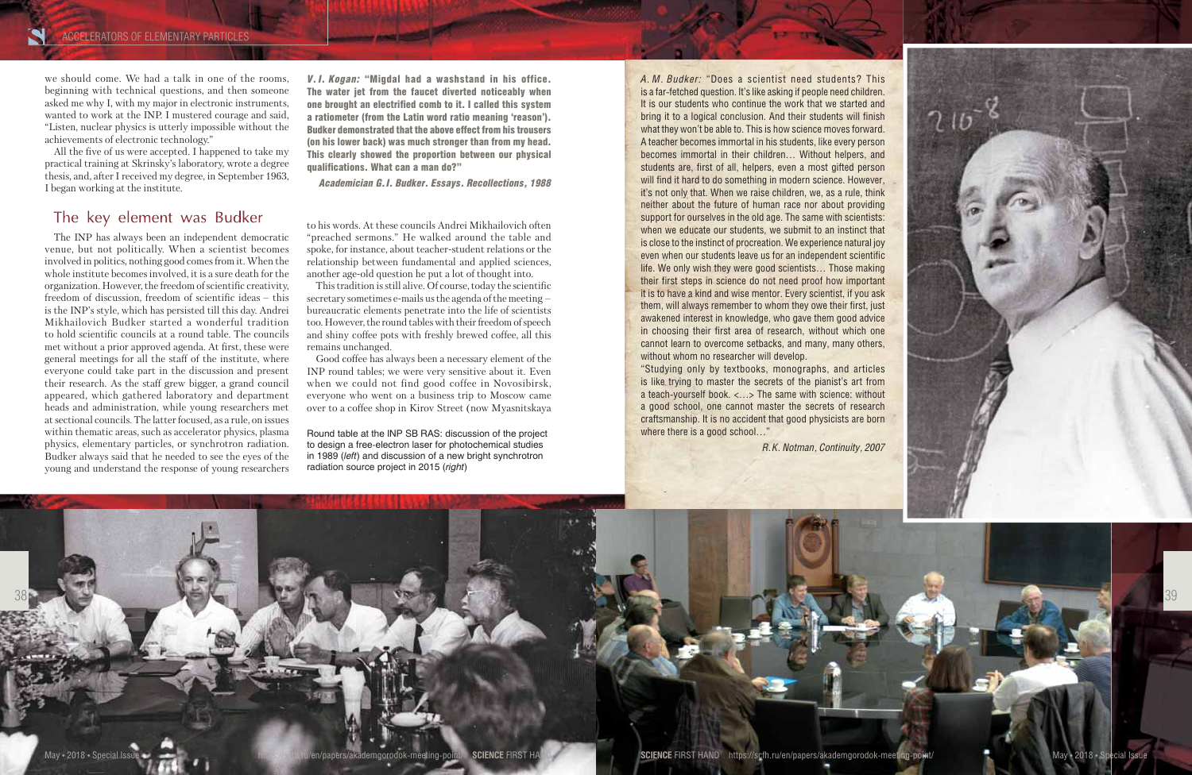we should come. We had a talk in one of the rooms, beginning with technical questions, and then someone asked me why I, with my major in electronic instruments, wanted to work at the INP. I mustered courage and said, "Listen, nuclear physics is utterly impossible without the achievements of electronic technology."

All the five of us were accepted. I happened to take my practical training at Skrinsky's laboratory, wrote a degree thesis, and, after I received my degree, in September 1963, I began working at the institute.

## The key element was Budker

The INP has always been an independent democratic venue, but not politically. When a scientist becomes involved in politics, nothing good comes from it. When the whole institute becomes involved, it is a sure death for the organization. However, the freedom of scientific creativity, freedom of discussion, freedom of scientific ideas – this is the INP's style, which has persisted till this day. Andrei Mikhailovich Budker started a wonderful tradition to hold scientific councils at a round table. The councils met without a prior approved agenda. At first, these were general meetings for all the staff of the institute, where everyone could take part in the discussion and present their research. As the staff grew bigger, a grand council appeared, which gathered laboratory and department heads and administration, while young researchers met at sectional councils. The latter focused, as a rule, on issues within thematic areas, such as accelerator physics, plasma physics, elementary particles, or synchrotron radiation. Budker always said that he needed to see the eyes of the young and understand the response of young researchers to his words. At these councils Andrei Mikhailovich often "preached sermons." He walked around the table and spoke, for instance, about teacher-student relations or the relationship between fundamental and applied sciences, another age-old question he put a lot of thought into.

This tradition is still alive. Of course, today the scientific secretary sometimes e-mails us the agenda of the meeting – bureaucratic elements penetrate into the life of scientists too. However, the round tables with their freedom of speech and shiny coffee pots with freshly brewed coffee, all this remains unchanged.

Good coffee has always been a necessary element of the INP round tables; we were very sensitive about it. Even when we could not find good coffee in Novosibirsk, everyone who went on a business trip to Moscow came over to a coffee shop in Kirov Street (now Myasnitskaya

***V. I. Kogan:*** **"Migdal had a washstand in his office. The water jet from the faucet diverted noticeably when one brought an electrified comb to it. I called this system a ratiometer (from the Latin word ratio meaning 'reason'). Budker demonstrated that the above effect from his trousers (on his lower back) was much stronger than from my head. This clearly showed the proportion between our physical qualifications. What can a man do?"**

*Academician G. I. Budker. Essays. Recollections, 1988*

Round table at the INP SB RAS: discussion of the project to design a free-electron laser for photochemical studies in 1989 (*left*) and discussion of a new bright synchrotron radiation source project in 2015 (*right*)

*A. M. Budker:* "Does a scientist need students? This is a far-fetched question. It's like asking if people need children. It is our students who continue the work that we started and bring it to a logical conclusion. And their students will finish what they won't be able to. This is how science moves forward. A teacher becomes immortal in his students, like every person becomes immortal in their children… Without helpers, and students are, first of all, helpers, even a most gifted person will find it hard to do something in modern science. However, it's not only that. When we raise children, we, as a rule, think neither about the future of human race nor about providing support for ourselves in the old age. The same with scientists: when we educate our students, we submit to an instinct that is close to the instinct of procreation. We experience natural joy even when our students leave us for an independent scientific life. We only wish they were good scientists… Those making their first steps in science do not need proof how important it is to have a kind and wise mentor. Every scientist, if you ask them, will always remember to whom they owe their first, just awakened interest in knowledge, who gave them good advice in choosing their first area of research, without which one cannot learn to overcome setbacks, and many, many others, without whom no researcher will develop.

"Studying only by textbooks, monographs, and articles is like trying to master the secrets of the pianist's art from a teach-yourself book. <…> The same with science: without a good school, one cannot master the secrets of research craftsmanship. It is no accident that good physicists are born where there is a good school…"

*R. K. Notman, Continuity, 2007*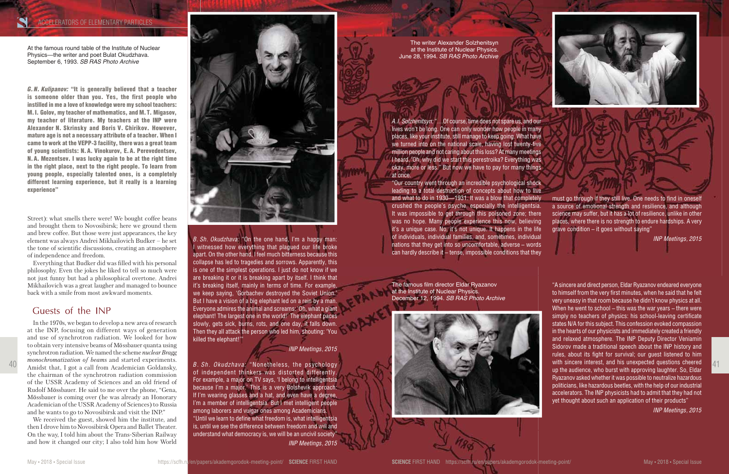At the famous round table of the Institute of Nuclear Physics—the writer and poet Bulat Okudzhava. September 6, 1993. *SB RAS Photo Archive*

***G. N. Kulipanov:* "It is generally believed that a teacher is someone older than you. Yes, the first people who instilled in me a love of knowledge were my school teachers: M. I. Golov, my teacher of mathematics, and M. T. Migasov, my teacher of literature. My teachers at the INP were Alexander N. Skrinsky and Boris V. Chirikov. However, mature age is not a necessary attribute of a teacher. When I came to work at the VEPP-3 facility, there was a great team of young scientists: N. A. Vinokurov, E. A. Perevedentsev, N. A. Mezentsev. I was lucky again to be at the right time in the right place, next to the right people. To learn from young people, especially talented ones, is a completely different learning experience, but it really is a learning experience"**

Street): what smells there were! We bought coffee beans and brought them to Novosibirsk; here we ground them and brew coffee. But those were just appearances, the key element was always Andrei Mikhailovich Budker – he set the tone of scientific discussions, creating an atmosphere of independence and freedom.

Everything that Budker did was filled with his personal philosophy. Even the jokes he liked to tell so much were not just funny but had a philosophical overtone. Andrei Mikhailovich was a great laugher and managed to bounce back with a smile from most awkward moments.

## Guests of the INP

In the 1970s, we began to develop a new area of research at the INP, focusing on different ways of generation and use of synchrotron radiation. We looked for how to obtain very intensive beams of Mössbauer quanta using synchrotron radiation. We named the scheme *nuclear Bragg monochromatization of beams* and started experiments. Amidst that, I got a call from Academician Goldansky, the chairman of the synchrotron radiation commission of the USSR Academy of Sciences and an old friend of Rudolf Mössbauer. He said to me over the phone, "Gena, Mössbauer is coming over (he was already an Honorary Academician of the USSR Academy of Sciences) to Russia and he wants to go to Novosibirsk and visit the INP."

We received the guest, showed him the institute, and then I drove him to Novosibirsk Opera and Ballet Theater. On the way, I told him about the Trans-Siberian Railway and how it changed our city; I also told him how World

*B. Sh. Okudzhava:* "On the one hand, I'm a happy man: I witnessed how everything that plagued our life broke apart. On the other hand, I feel much bitterness because this collapse has led to tragedies and sorrows. Apparently, this is one of the simplest operations. I just do not know if we are breaking it or it is breaking apart by itself. I think that it's breaking itself, mainly in terms of time. For example, we keep saying, 'Gorbachev destroyed the Soviet Union.' But I have a vision of a big elephant led on a rein by a man. Everyone admires the animal and screams: 'Oh, what a giant elephant! The largest one in the world!' The elephant paces slowly, gets sick, burns, rots, and one day, it falls down. Then they all attack the person who led him, shouting: 'You killed the elephant!'"

*INP Meetings, 2015*

*B. Sh. Okudzhava:* "Nonetheless, the psychology of independent thinkers was distorted differently. For example, a major on TV says, 'I belong to intelligentsia because I'm a major.' This is a very Bolshevik approach: If I'm wearing glasses and a hat, and even have a degree, I'm a member of intelligentsia. But I met intelligent people among laborers and vulgar ones among Academicians.

"Until we learn to define what freedom is, what intelligentsia is, until we see the difference between freedom and will and understand what democracy is, we will be an uncivil society"

*INP Meetings, 2015*

The writer Alexander Solzhenitsyn at the Institute of Nuclear Physics. June 28, 1994. *SB RAS Photo Archive*

*A. I. Solzhenitsyn:* "…Of course, time does not spare us, and our lives won't be long. One can only wonder how people in many places, like your institute, still manage to keep going. What have we turned into on the national scale, having lost twenty-five million people and not caring about this loss? At many meetings I heard, 'Oh, why did we start this perestroika? Everything was okay, more or less.' But now we have to pay for many things at once.

"Our country went through an incredible psychological shock leading to a total destruction of concepts about how to live and what to do in 1930—1931. It was a blow that completely crushed the people's psyche, especially the intelligentsia. It was impossible to get through this poisoned zone; there was no hope. Many people experience this now, believing it's a unique case. No, it's not unique. It happens in the life of individuals, individual families, and, sometimes, individual nations that they get into so uncomfortable, adverse – words can hardly describe it – tense, impossible conditions that they must go through if they still live. One needs to find in oneself a source of emotional strength and resilience, and although science may suffer, but it has a lot of resilience, unlike in other places, where there is no strength to endure hardships. A very grave condition – it goes without saying"

*INP Meetings, 2015*

The famous film director Eldar Ryazanov at the Institute of Nuclear Physics. December 12, 1994. *SB RAS Photo Archive*

"A sincere and direct person, Eldar Ryazanov endeared everyone to himself from the very first minutes, when he said that he felt very uneasy in that room because he didn't know physics at all. When he went to school – this was the war years – there were simply no teachers of physics: his school-leaving certificate states N/A for this subject. This confession evoked compassion in the hearts of our physicists and immediately created a friendly and relaxed atmosphere. The INP Deputy Director Veniamin Sidorov made a traditional speech about the INP history and rules, about its fight for survival; our guest listened to him with sincere interest, and his unexpected questions cheered up the audience, who burst with approving laughter. So, Eldar Ryazanov asked whether it was possible to neutralize hazardous politicians, like hazardous beetles, with the help of our industrial accelerators. The INP physicists had to admit that they had not yet thought about such an application of their products"

*INP Meetings, 2015*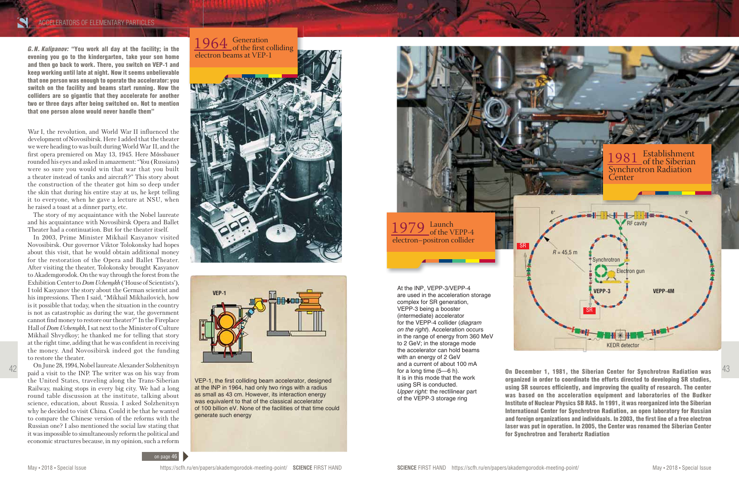**_G.N. Kulipanov:_ "You work all day at the facility; in the evening you go to the kindergarten, take your son home and then go back to work. There, you switch on VEP-1 and keep working until late at night. Now it seems unbelievable that one person was enough to operate the accelerator: you switch on the facility and beams start running. Now the colliders are so gigantic that they accelerate for another two or three days after being switched on. Not to mention that one person alone would never handle them"**

War I, the revolution, and World War II influenced the development of Novosibirsk. Here I added that the theater we were heading to was built during World War II, and the first opera premiered on May 13, 1945. Here Mössbauer rounded his eyes and asked in amazement: "You (Russians) were so sure you would win that war that you built a theater instead of tanks and aircraft?" This story about the construction of the theater got him so deep under the skin that during his entire stay at us, he kept telling it to everyone, when he gave a lecture at NSU, when he raised a toast at a dinner party, etc.

The story of my acquaintance with the Nobel laureate and his acquaintance with Novosibirsk Opera and Ballet Theater had a continuation. But for the theater itself.

In 2003, Prime Minister Mikhail Kasyanov visited Novosibirsk. Our governor Viktor Tolokonsky had hopes about this visit, that he would obtain additional money for the restoration of the Opera and Ballet Theater. After visiting the theater, Tolokonsky brought Kasyanov to Akademgorodok. On the way through the forest from the Exhibition Center to *Dom Uchenykh* ('House of Scientists'), I told Kasyanov the story about the German scientist and his impressions. Then I said, "Mikhail Mikhailovich, how is it possible that today, when the situation in the country is not as catastrophic as during the war, the government cannot find money to restore our theater?" In the Fireplace Hall of *Dom Uchenykh*, I sat next to the Minister of Culture Mikhail Shvydkoy; he thanked me for telling that story at the right time, adding that he was confident in receiving the money. And Novosibirsk indeed got the funding to restore the theater.

On June 28, 1994, Nobel laureate Alexander Solzhenitsyn paid a visit to the INP. The writer was on his way from the United States, traveling along the Trans-Siberian Railway, making stops in every big city. We had a long round table discussion at the institute, talking about science, education, about Russia. I asked Solzhenitsyn why he decided to visit China. Could it be that he wanted to compare the Chinese version of the reforms with the Russian one? I also mentioned the social law stating that it was impossible to simultaneously reform the political and economic structures because, in my opinion, such a reform

on page 46

**1964** Generation of the first colliding electron beams at VEP-1

VEP-1, the first colliding beam accelerator, designed at the INP in 1964, had only two rings with a radius as small as 43 cm. However, its interaction energy was equivalent to that of the classical accelerator of 100 billion eV. None of the facilities of that time could generate such energy

**1979** Launch of the VEPP-4 electron–positron collider

At the INP, VEPP-3/VEPP-4 are used in the acceleration storage complex for SR generation, VEPP-3 being a booster (intermediate) accelerator for the VEPP-4 collider (*diagram on the right*). Acceleration occurs in the range of energy from 360 MeV to 2 GeV; in the storage mode the accelerator can hold beams with an energy of 2 GeV and a current of about 100 mA for a long time (5—6 h). It is in this mode that the work using SR is conducted.
*Upper right:* the rectilinear part of the VEPP-3 storage ring

**1981** Establishment of the Siberian Synchrotron Radiation Center

**On December 1, 1981, the Siberian Center for Synchrotron Radiation was organized in order to coordinate the efforts directed to developing SR studies, using SR sources efficiently, and improving the quality of research. The center was based on the acceleration equipment and laboratories of the Budker Institute of Nuclear Physics SB RAS. In 1991, it was reorganized into the Siberian International Center for Synchrotron Radiation, an open laboratory for Russian and foreign organizations and individuals. In 2003, the first line of a free electron laser was put in operation. In 2005, the Center was renamed the Siberian Center for Synchrotron and Terahertz Radiation**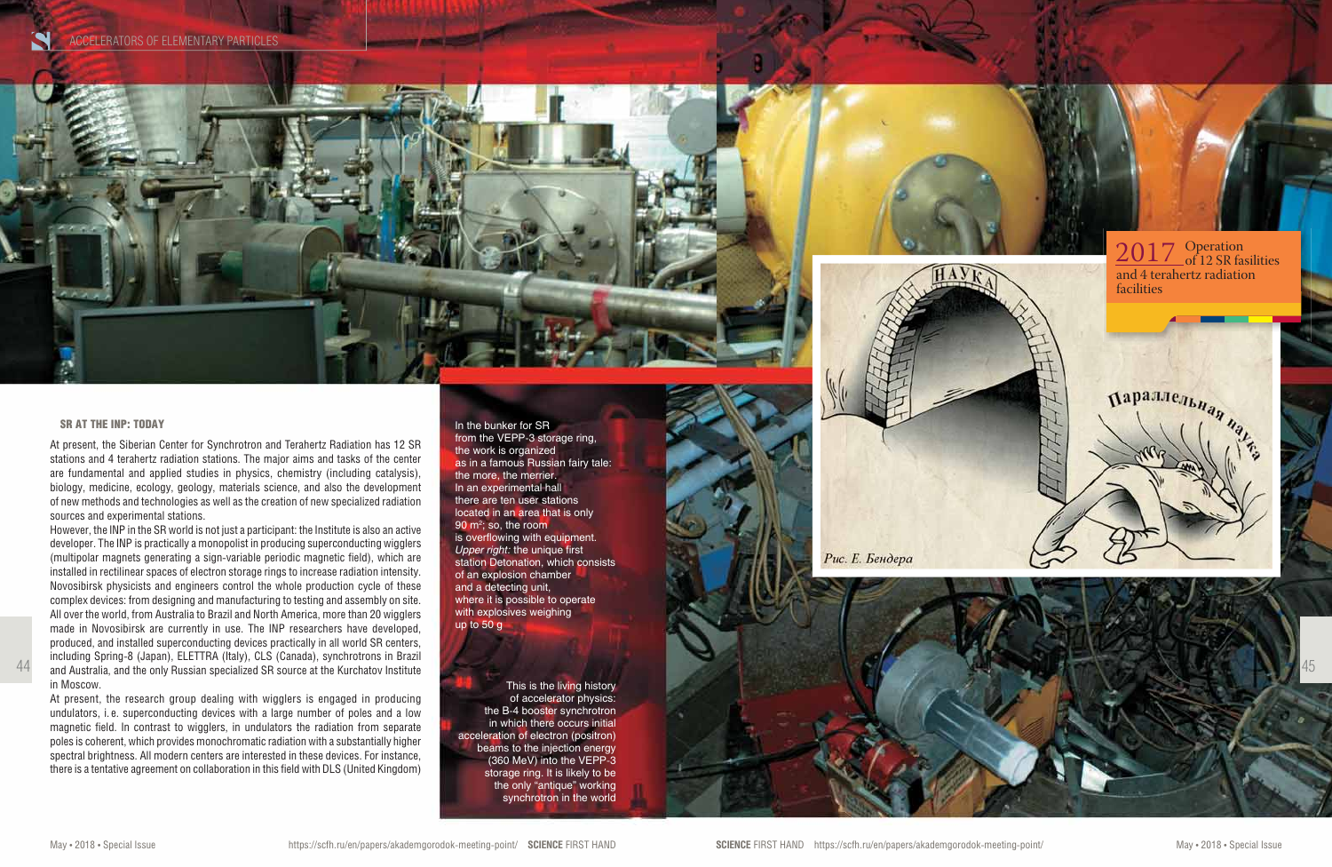## SR AT THE INP: TODAY

At present, the Siberian Center for Synchrotron and Terahertz Radiation has 12 SR stations and 4 terahertz radiation stations. The major aims and tasks of the center are fundamental and applied studies in physics, chemistry (including catalysis), biology, medicine, ecology, geology, materials science, and also the development of new methods and technologies as well as the creation of new specialized radiation sources and experimental stations.

However, the INP in the SR world is not just a participant: the Institute is also an active developer. The INP is practically a monopolist in producing superconducting wigglers (multipolar magnets generating a sign-variable periodic magnetic field), which are installed in rectilinear spaces of electron storage rings to increase radiation intensity. Novosibirsk physicists and engineers control the whole production cycle of these complex devices: from designing and manufacturing to testing and assembly on site. All over the world, from Australia to Brazil and North America, more than 20 wigglers made in Novosibirsk are currently in use. The INP researchers have developed, produced, and installed superconducting devices practically in all world SR centers, including Spring-8 (Japan), ELETTRA (Italy), CLS (Canada), synchrotrons in Brazil and Australia, and the only Russian specialized SR source at the Kurchatov Institute in Moscow.

At present, the research group dealing with wigglers is engaged in producing undulators, i.e. superconducting devices with a large number of poles and a low magnetic field. In contrast to wigglers, in undulators the radiation from separate poles is coherent, which provides monochromatic radiation with a substantially higher spectral brightness. All modern centers are interested in these devices. For instance, there is a tentative agreement on collaboration in this field with DLS (United Kingdom)

In the bunker for SR from the VEPP-3 storage ring, the work is organized as in a famous Russian fairy tale: the more, the merrier. In an experimental hall there are ten user stations located in an area that is only 90 m²; so, the room is overflowing with equipment. *Upper right*: the unique first station Detonation, which consists of an explosion chamber and a detecting unit, where it is possible to operate with explosives weighing up to 50 g

This is the living history of accelerator physics: the B-4 booster synchrotron in which there occurs initial acceleration of electron (positron) beams to the injection energy (360 MeV) into the VEPP-3 storage ring. It is likely to be the only "antique" working synchrotron in the world

**2017** Operation of 12 SR fasilities and 4 terahertz radiation facilities

Рис. Е. Бендера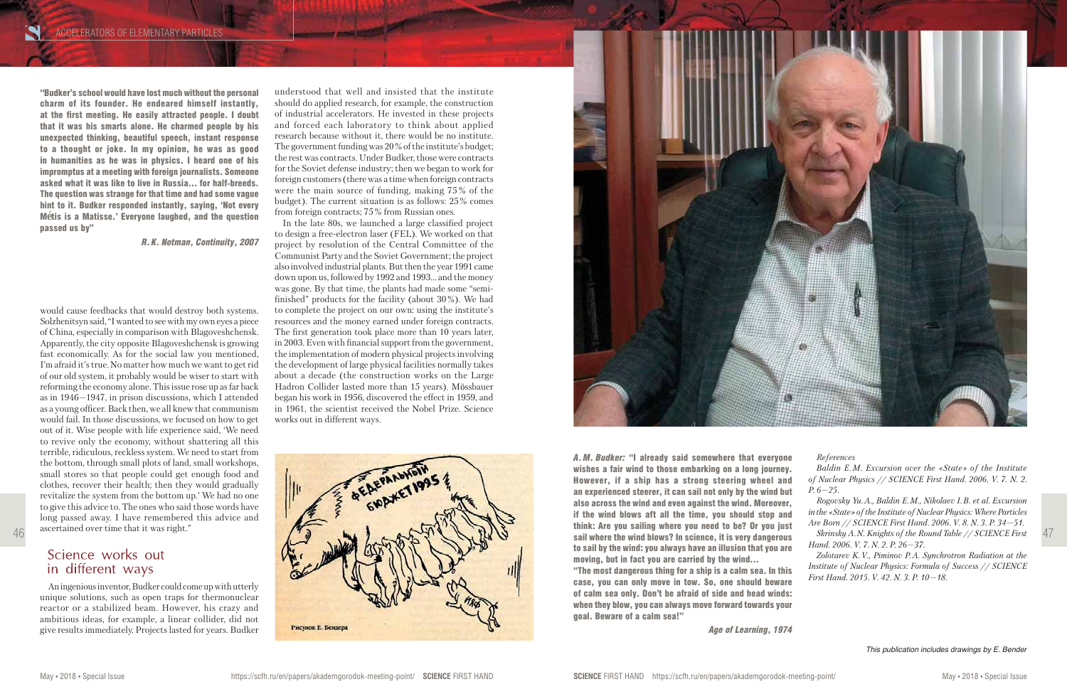**"Budker's school would have lost much without the personal charm of its founder. He endeared himself instantly, at the first meeting. He easily attracted people. I doubt that it was his smarts alone. He charmed people by his unexpected thinking, beautiful speech, instant response to a thought or joke. In my opinion, he was as good in humanities as he was in physics. I heard one of his impromptus at a meeting with foreign journalists. Someone asked what it was like to live in Russia... for half-breeds. The question was strange for that time and had some vague hint to it. Budker responded instantly, saying, 'Not every Métis is a Matisse.' Everyone laughed, and the question passed us by"**

***R.K. Notman, Continuity, 2007***

would cause feedbacks that would destroy both systems. Solzhenitsyn said, "I wanted to see with my own eyes a piece of China, especially in comparison with Blagoveshchensk. Apparently, the city opposite Blagoveshchensk is growing fast economically. As for the social law you mentioned, I'm afraid it's true. No matter how much we want to get rid of our old system, it probably would be wiser to start with reforming the economy alone. This issue rose up as far back as in 1946–1947, in prison discussions, which I attended as a young officer. Back then, we all knew that communism would fail. In those discussions, we focused on how to get out of it. Wise people with life experience said, 'We need to revive only the economy, without shattering all this terrible, ridiculous, reckless system. We need to start from the bottom, through small plots of land, small workshops, small stores so that people could get enough food and clothes, recover their health; then they would gradually revitalize the system from the bottom up.' We had no one to give this advice to. The ones who said those words have long passed away. I have remembered this advice and ascertained over time that it was right."

## Science works out in different ways

An ingenious inventor, Budker could come up with utterly unique solutions, such as open traps for thermonuclear reactor or a stabilized beam. However, his crazy and ambitious ideas, for example, a linear collider, did not give results immediately. Projects lasted for years. Budker understood that well and insisted that the institute should do applied research, for example, the construction of industrial accelerators. He invested in these projects and forced each laboratory to think about applied research because without it, there would be no institute. The government funding was 20% of the institute's budget; the rest was contracts. Under Budker, those were contracts for the Soviet defense industry; then we began to work for foreign customers (there was a time when foreign contracts were the main source of funding, making 75% of the budget). The current situation is as follows: 25% comes from foreign contracts; 75% from Russian ones.

In the late 80s, we launched a large classified project to design a free-electron laser (FEL). We worked on that project by resolution of the Central Committee of the Communist Party and the Soviet Government; the project also involved industrial plants. But then the year 1991 came down upon us, followed by 1992 and 1993... and the money was gone. By that time, the plants had made some "semi-finished" products for the facility (about 30%). We had to complete the project on our own: using the institute's resources and the money earned under foreign contracts. The first generation took place more than 10 years later, in 2003. Even with financial support from the government, the implementation of modern physical projects involving the development of large physical facilities normally takes about a decade (the construction works on the Large Hadron Collider lasted more than 15 years). Mössbauer began his work in 1956, discovered the effect in 1959, and in 1961, the scientist received the Nobel Prize. Science works out in different ways.

ФЕДЕРАЛЬНЫЙ БЮДЖЕТ 1995

ИЯФ

Рисунок Е. Бендера

***A.M. Budker:*** **"I already said somewhere that everyone wishes a fair wind to those embarking on a long journey. However, if a ship has a strong steering wheel and an experienced steerer, it can sail not only by the wind but also across the wind and even against the wind. Moreover, if the wind blows aft all the time, you should stop and think: Are you sailing where you need to be? Or you just sail where the wind blows? In science, it is very dangerous to sail by the wind: you always have an illusion that you are moving, but in fact you are carried by the wind...**

**"The most dangerous thing for a ship is a calm sea. In this case, you can only move in tow. So, one should beware of calm sea only. Don't be afraid of side and head winds: when they blow, you can always move forward towards your goal. Beware of a calm sea!"**

***Age of Learning, 1974***

*References*

*Baldin E.M. Excursion over the «State» of the Institute of Nuclear Physics // SCIENCE First Hand. 2006. V. 7. N. 2. P. 6–25.*

*Rogovsky Yu.A., Baldin E.M., Nikolaev I.B. et al. Excursion in the «State» of the Institute of Nuclear Physics: Where Particles Are Born // SCIENCE First Hand. 2006. V. 8. N. 3. P. 34–51.*

*Skrinsky A.N. Knights of the Round Table // SCIENCE First Hand. 2006. V. 7. N. 2. P. 26–37.*

*Zolotarev K.V., Piminov P.A. Synchrotron Radiation at the Institute of Nuclear Physics: Formula of Success // SCIENCE First Hand. 2015. V. 42. N. 3. P. 10–18.*

This publication includes drawings by E. Bender